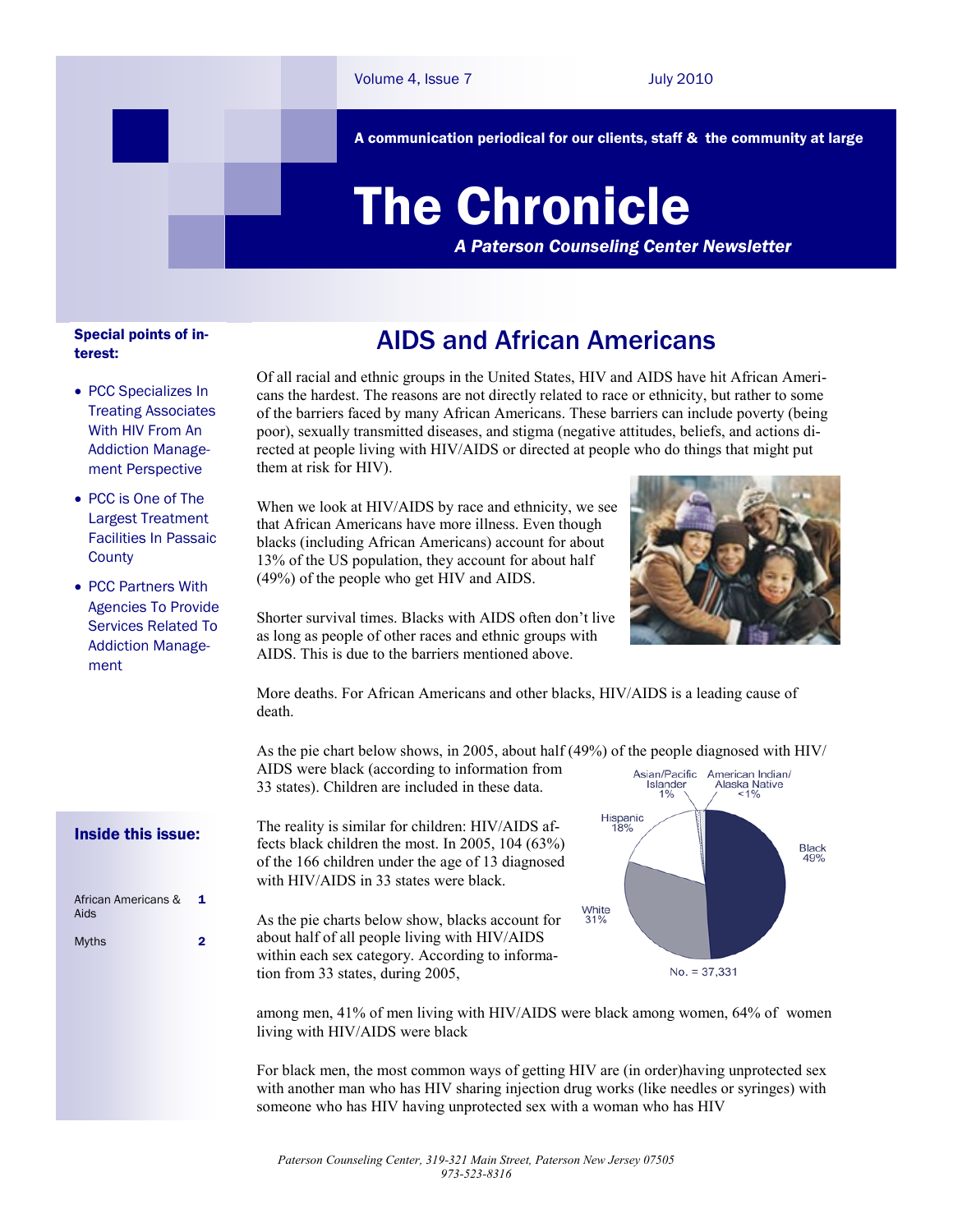# The Chronicle

A communication periodical for our clients, staff & the community at large

*A Paterson Counseling Center Newsletter*

Volume 4, Issue 7 — July 2010

**Special points of interest:**

- PCC Specializes In Treating Associates With HIV From An Addiction Management Perspective
- PCC is One of The Largest Treatment Facilities In Passaic County
- PCC Partners With Agencies To Provide Services Related To Addiction Management

**Inside this issue:**

| | |
|---|---|
| African Americans & Aids | 1 |
| Myths | 2 |

## AIDS and African Americans

Of all racial and ethnic groups in the United States, HIV and AIDS have hit African Americans the hardest. The reasons are not directly related to race or ethnicity, but rather to some of the barriers faced by many African Americans. These barriers can include poverty (being poor), sexually transmitted diseases, and stigma (negative attitudes, beliefs, and actions directed at people living with HIV/AIDS or directed at people who do things that might put them at risk for HIV).

When we look at HIV/AIDS by race and ethnicity, we see that African Americans have more illness. Even though blacks (including African Americans) account for about 13% of the US population, they account for about half (49%) of the people who get HIV and AIDS.

Shorter survival times. Blacks with AIDS often don't live as long as people of other races and ethnic groups with AIDS. This is due to the barriers mentioned above.

More deaths. For African Americans and other blacks, HIV/AIDS is a leading cause of death.

As the pie chart below shows, in 2005, about half (49%) of the people diagnosed with HIV/AIDS were black (according to information from 33 states). Children are included in these data.

The reality is similar for children: HIV/AIDS affects black children the most. In 2005, 104 (63%) of the 166 children under the age of 13 diagnosed with HIV/AIDS in 33 states were black.

Black 49%; White 31%; Hispanic 18%; Asian/Pacific Islander 1%; American Indian/Alaska Native <1%

No. = 37,331

As the pie charts below show, blacks account for about half of all people living with HIV/AIDS within each sex category. According to information from 33 states, during 2005,

among men, 41% of men living with HIV/AIDS were black among women, 64% of women living with HIV/AIDS were black

For black men, the most common ways of getting HIV are (in order)having unprotected sex with another man who has HIV sharing injection drug works (like needles or syringes) with someone who has HIV having unprotected sex with a woman who has HIV

*Paterson Counseling Center, 319-321 Main Street, Paterson New Jersey 07505*
*973-523-8316*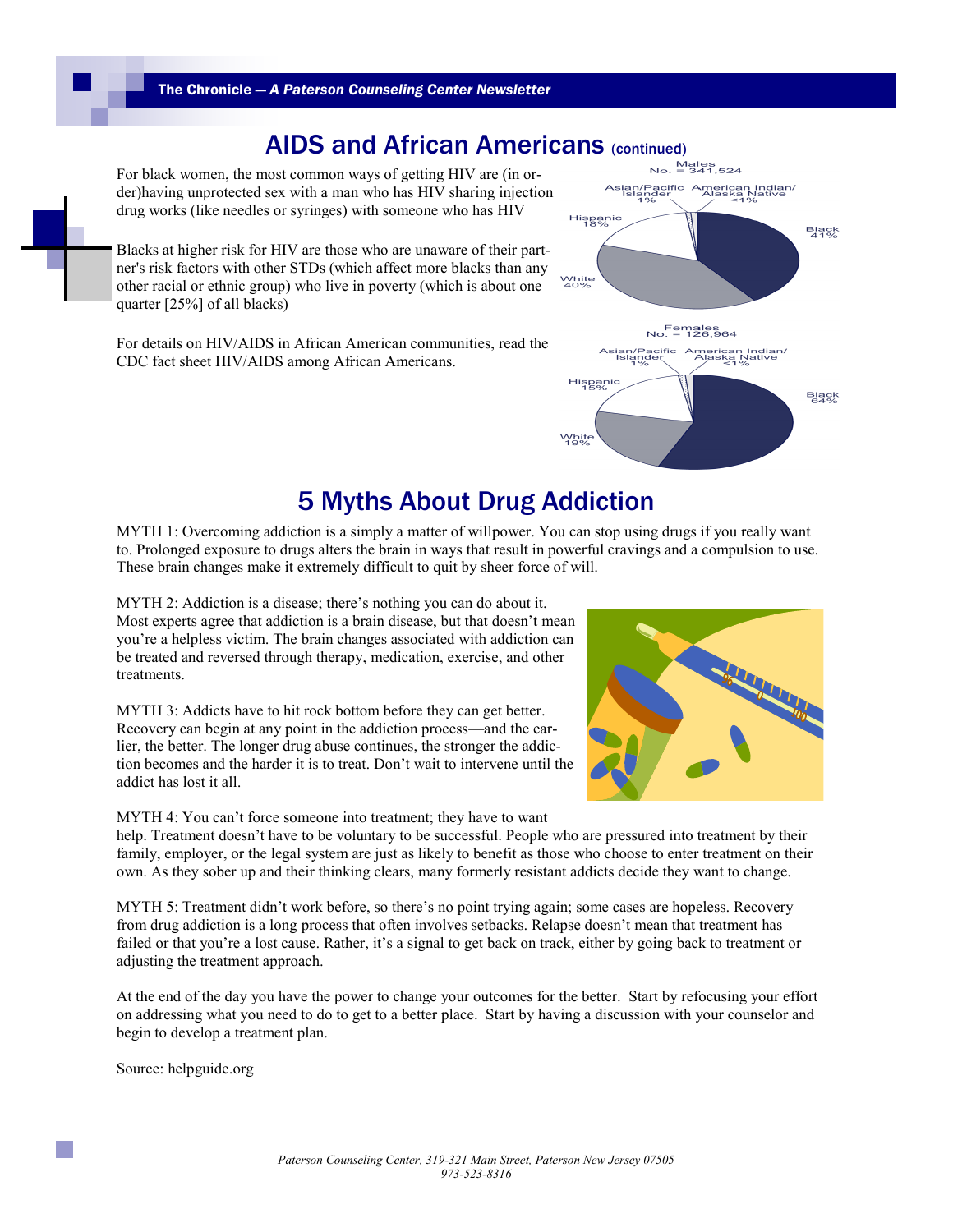# AIDS and African Americans (continued)

For black women, the most common ways of getting HIV are (in order)having unprotected sex with a man who has HIV sharing injection drug works (like needles or syringes) with someone who has HIV

Blacks at higher risk for HIV are those who are unaware of their partner's risk factors with other STDs (which affect more blacks than any other racial or ethnic group) who live in poverty (which is about one quarter [25%] of all blacks)

For details on HIV/AIDS in African American communities, read the CDC fact sheet HIV/AIDS among African Americans.

Males
No. = 341,524

Asian/Pacific Islander 1%
American Indian/ Alaska Native <1%
Hispanic 18%
Black 41%
White 40%

Females
No. = 126,964

Asian/Pacific Islander 1%
American Indian/ Alaska Native <1%
Hispanic 15%
Black 64%
White 19%

# 5 Myths About Drug Addiction

MYTH 1: Overcoming addiction is a simply a matter of willpower. You can stop using drugs if you really want to. Prolonged exposure to drugs alters the brain in ways that result in powerful cravings and a compulsion to use. These brain changes make it extremely difficult to quit by sheer force of will.

MYTH 2: Addiction is a disease; there's nothing you can do about it. Most experts agree that addiction is a brain disease, but that doesn't mean you're a helpless victim. The brain changes associated with addiction can be treated and reversed through therapy, medication, exercise, and other treatments.

MYTH 3: Addicts have to hit rock bottom before they can get better. Recovery can begin at any point in the addiction process—and the earlier, the better. The longer drug abuse continues, the stronger the addiction becomes and the harder it is to treat. Don't wait to intervene until the addict has lost it all.

MYTH 4: You can't force someone into treatment; they have to want help. Treatment doesn't have to be voluntary to be successful. People who are pressured into treatment by their family, employer, or the legal system are just as likely to benefit as those who choose to enter treatment on their own. As they sober up and their thinking clears, many formerly resistant addicts decide they want to change.

MYTH 5: Treatment didn't work before, so there's no point trying again; some cases are hopeless. Recovery from drug addiction is a long process that often involves setbacks. Relapse doesn't mean that treatment has failed or that you're a lost cause. Rather, it's a signal to get back on track, either by going back to treatment or adjusting the treatment approach.

At the end of the day you have the power to change your outcomes for the better. Start by refocusing your effort on addressing what you need to do to get to a better place. Start by having a discussion with your counselor and begin to develop a treatment plan.

Source: helpguide.org

*Paterson Counseling Center, 319-321 Main Street, Paterson New Jersey 07505*
*973-523-8316*